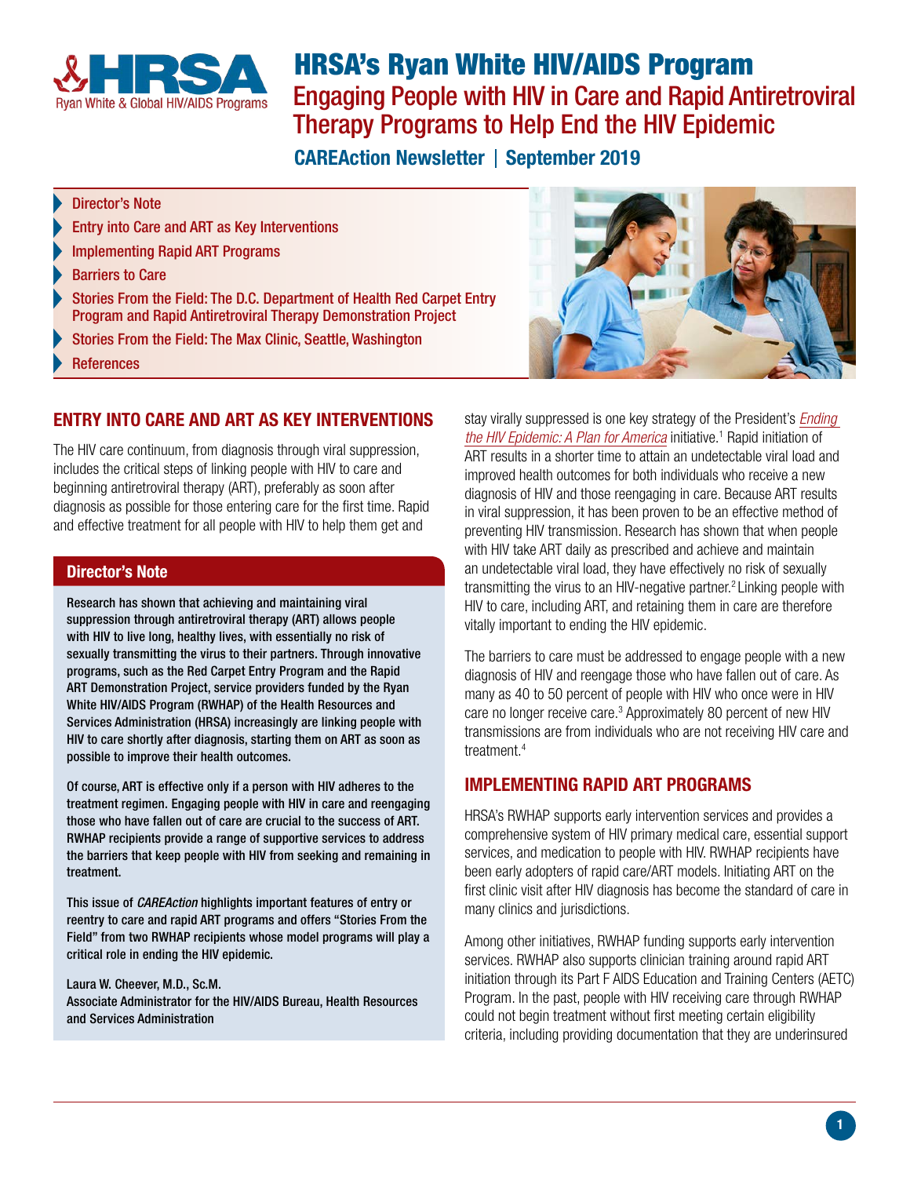# HRSA's Ryan White HIV/AIDS Program

## Engaging People with HIV in Care and Rapid Antiretroviral Therapy Programs to Help End the HIV Epidemic

**CAREAction Newsletter | September 2019**

- Director's Note
- Entry into Care and ART as Key Interventions
- Implementing Rapid ART Programs
- Barriers to Care
- Stories From the Field: The D.C. Department of Health Red Carpet Entry Program and Rapid Antiretroviral Therapy Demonstration Project
- Stories From the Field: The Max Clinic, Seattle, Washington
- References

## ENTRY INTO CARE AND ART AS KEY INTERVENTIONS

The HIV care continuum, from diagnosis through viral suppression, includes the critical steps of linking people with HIV to care and beginning antiretroviral therapy (ART), preferably as soon after diagnosis as possible for those entering care for the first time. Rapid and effective treatment for all people with HIV to help them get and stay virally suppressed is one key strategy of the President's *Ending the HIV Epidemic: A Plan for America* initiative.[1] Rapid initiation of ART results in a shorter time to attain an undetectable viral load and improved health outcomes for both individuals who receive a new diagnosis of HIV and those reengaging in care. Because ART results in viral suppression, it has been proven to be an effective method of preventing HIV transmission. Research has shown that when people with HIV take ART daily as prescribed and achieve and maintain an undetectable viral load, they have effectively no risk of sexually transmitting the virus to an HIV-negative partner.[2] Linking people with HIV to care, including ART, and retaining them in care are therefore vitally important to ending the HIV epidemic.

The barriers to care must be addressed to engage people with a new diagnosis of HIV and reengage those who have fallen out of care. As many as 40 to 50 percent of people with HIV who once were in HIV care no longer receive care.[3] Approximately 80 percent of new HIV transmissions are from individuals who are not receiving HIV care and treatment.[4]

### Director's Note

**Research has shown that achieving and maintaining viral suppression through antiretroviral therapy (ART) allows people with HIV to live long, healthy lives, with essentially no risk of sexually transmitting the virus to their partners. Through innovative programs, such as the Red Carpet Entry Program and the Rapid ART Demonstration Project, service providers funded by the Ryan White HIV/AIDS Program (RWHAP) of the Health Resources and Services Administration (HRSA) increasingly are linking people with HIV to care shortly after diagnosis, starting them on ART as soon as possible to improve their health outcomes.**

**Of course, ART is effective only if a person with HIV adheres to the treatment regimen. Engaging people with HIV in care and reengaging those who have fallen out of care are crucial to the success of ART. RWHAP recipients provide a range of supportive services to address the barriers that keep people with HIV from seeking and remaining in treatment.**

**This issue of *CAREAction* highlights important features of entry or reentry to care and rapid ART programs and offers "Stories From the Field" from two RWHAP recipients whose model programs will play a critical role in ending the HIV epidemic.**

**Laura W. Cheever, M.D., Sc.M.**
**Associate Administrator for the HIV/AIDS Bureau, Health Resources and Services Administration**

## IMPLEMENTING RAPID ART PROGRAMS

HRSA's RWHAP supports early intervention services and provides a comprehensive system of HIV primary medical care, essential support services, and medication to people with HIV. RWHAP recipients have been early adopters of rapid care/ART models. Initiating ART on the first clinic visit after HIV diagnosis has become the standard of care in many clinics and jurisdictions.

Among other initiatives, RWHAP funding supports early intervention services. RWHAP also supports clinician training around rapid ART initiation through its Part F AIDS Education and Training Centers (AETC) Program. In the past, people with HIV receiving care through RWHAP could not begin treatment without first meeting certain eligibility criteria, including providing documentation that they are underinsured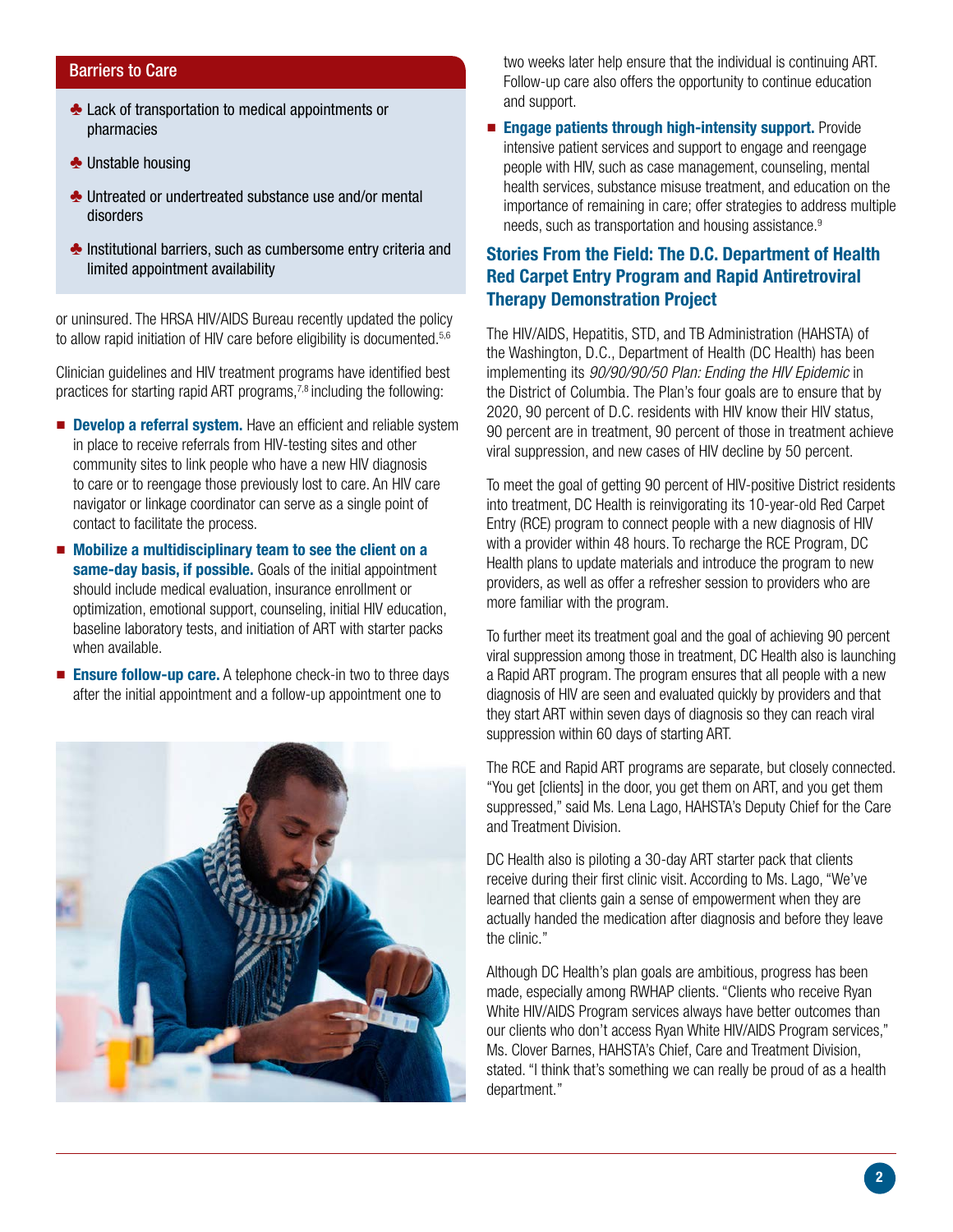### Barriers to Care

- Lack of transportation to medical appointments or pharmacies
- Unstable housing
- Untreated or undertreated substance use and/or mental disorders
- Institutional barriers, such as cumbersome entry criteria and limited appointment availability

or uninsured. The HRSA HIV/AIDS Bureau recently updated the policy to allow rapid initiation of HIV care before eligibility is documented.[5,6]

Clinician guidelines and HIV treatment programs have identified best practices for starting rapid ART programs,[7,8] including the following:

- **Develop a referral system.** Have an efficient and reliable system in place to receive referrals from HIV-testing sites and other community sites to link people who have a new HIV diagnosis to care or to reengage those previously lost to care. An HIV care navigator or linkage coordinator can serve as a single point of contact to facilitate the process.
- **Mobilize a multidisciplinary team to see the client on a same-day basis, if possible.** Goals of the initial appointment should include medical evaluation, insurance enrollment or optimization, emotional support, counseling, initial HIV education, baseline laboratory tests, and initiation of ART with starter packs when available.
- **Ensure follow-up care.** A telephone check-in two to three days after the initial appointment and a follow-up appointment one to two weeks later help ensure that the individual is continuing ART. Follow-up care also offers the opportunity to continue education and support.
- **Engage patients through high-intensity support.** Provide intensive patient services and support to engage and reengage people with HIV, such as case management, counseling, mental health services, substance misuse treatment, and education on the importance of remaining in care; offer strategies to address multiple needs, such as transportation and housing assistance.[9]

## Stories From the Field: The D.C. Department of Health Red Carpet Entry Program and Rapid Antiretroviral Therapy Demonstration Project

The HIV/AIDS, Hepatitis, STD, and TB Administration (HAHSTA) of the Washington, D.C., Department of Health (DC Health) has been implementing its *90/90/90/50 Plan: Ending the HIV Epidemic* in the District of Columbia. The Plan's four goals are to ensure that by 2020, 90 percent of D.C. residents with HIV know their HIV status, 90 percent are in treatment, 90 percent of those in treatment achieve viral suppression, and new cases of HIV decline by 50 percent.

To meet the goal of getting 90 percent of HIV-positive District residents into treatment, DC Health is reinvigorating its 10-year-old Red Carpet Entry (RCE) program to connect people with a new diagnosis of HIV with a provider within 48 hours. To recharge the RCE Program, DC Health plans to update materials and introduce the program to new providers, as well as offer a refresher session to providers who are more familiar with the program.

To further meet its treatment goal and the goal of achieving 90 percent viral suppression among those in treatment, DC Health also is launching a Rapid ART program. The program ensures that all people with a new diagnosis of HIV are seen and evaluated quickly by providers and that they start ART within seven days of diagnosis so they can reach viral suppression within 60 days of starting ART.

The RCE and Rapid ART programs are separate, but closely connected. "You get [clients] in the door, you get them on ART, and you get them suppressed," said Ms. Lena Lago, HAHSTA's Deputy Chief for the Care and Treatment Division.

DC Health also is piloting a 30-day ART starter pack that clients receive during their first clinic visit. According to Ms. Lago, "We've learned that clients gain a sense of empowerment when they are actually handed the medication after diagnosis and before they leave the clinic."

Although DC Health's plan goals are ambitious, progress has been made, especially among RWHAP clients. "Clients who receive Ryan White HIV/AIDS Program services always have better outcomes than our clients who don't access Ryan White HIV/AIDS Program services," Ms. Clover Barnes, HAHSTA's Chief, Care and Treatment Division, stated. "I think that's something we can really be proud of as a health department."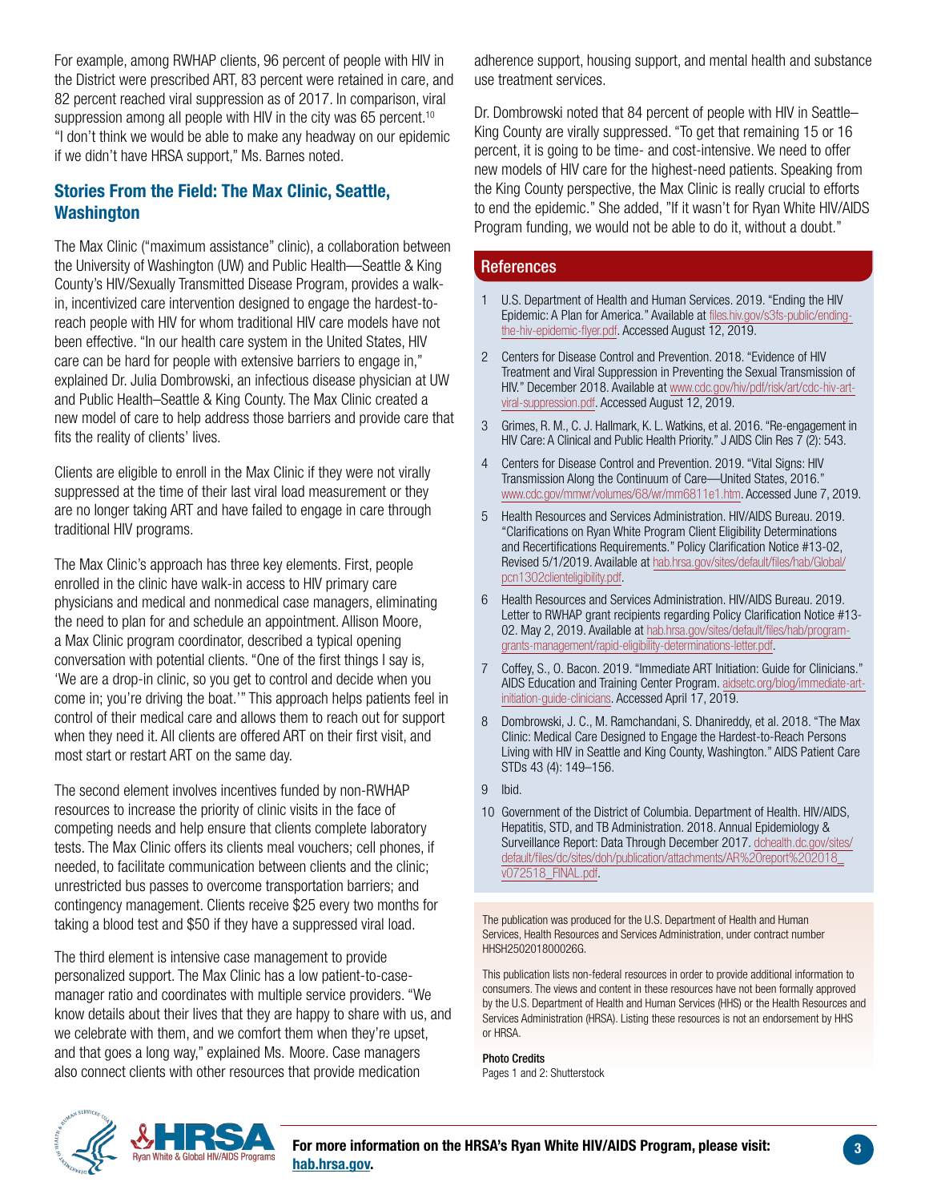For example, among RWHAP clients, 96 percent of people with HIV in the District were prescribed ART, 83 percent were retained in care, and 82 percent reached viral suppression as of 2017. In comparison, viral suppression among all people with HIV in the city was 65 percent.[10] "I don't think we would be able to make any headway on our epidemic if we didn't have HRSA support," Ms. Barnes noted.

## Stories From the Field: The Max Clinic, Seattle, Washington

The Max Clinic ("maximum assistance" clinic), a collaboration between the University of Washington (UW) and Public Health—Seattle & King County's HIV/Sexually Transmitted Disease Program, provides a walk-in, incentivized care intervention designed to engage the hardest-to-reach people with HIV for whom traditional HIV care models have not been effective. "In our health care system in the United States, HIV care can be hard for people with extensive barriers to engage in," explained Dr. Julia Dombrowski, an infectious disease physician at UW and Public Health–Seattle & King County. The Max Clinic created a new model of care to help address those barriers and provide care that fits the reality of clients' lives.

Clients are eligible to enroll in the Max Clinic if they were not virally suppressed at the time of their last viral load measurement or they are no longer taking ART and have failed to engage in care through traditional HIV programs.

The Max Clinic's approach has three key elements. First, people enrolled in the clinic have walk-in access to HIV primary care physicians and medical and nonmedical case managers, eliminating the need to plan for and schedule an appointment. Allison Moore, a Max Clinic program coordinator, described a typical opening conversation with potential clients. "One of the first things I say is, 'We are a drop-in clinic, so you get to control and decide when you come in; you're driving the boat.'" This approach helps patients feel in control of their medical care and allows them to reach out for support when they need it. All clients are offered ART on their first visit, and most start or restart ART on the same day.

The second element involves incentives funded by non-RWHAP resources to increase the priority of clinic visits in the face of competing needs and help ensure that clients complete laboratory tests. The Max Clinic offers its clients meal vouchers; cell phones, if needed, to facilitate communication between clients and the clinic; unrestricted bus passes to overcome transportation barriers; and contingency management. Clients receive $25 every two months for taking a blood test and $50 if they have a suppressed viral load.

The third element is intensive case management to provide personalized support. The Max Clinic has a low patient-to-case-manager ratio and coordinates with multiple service providers. "We know details about their lives that they are happy to share with us, and we celebrate with them, and we comfort them when they're upset, and that goes a long way," explained Ms. Moore. Case managers also connect clients with other resources that provide medication adherence support, housing support, and mental health and substance use treatment services.

Dr. Dombrowski noted that 84 percent of people with HIV in Seattle–King County are virally suppressed. "To get that remaining 15 or 16 percent, it is going to be time- and cost-intensive. We need to offer new models of HIV care for the highest-need patients. Speaking from the King County perspective, the Max Clinic is really crucial to efforts to end the epidemic." She added, "If it wasn't for Ryan White HIV/AIDS Program funding, we would not be able to do it, without a doubt."

## References

1. U.S. Department of Health and Human Services. 2019. "Ending the HIV Epidemic: A Plan for America." Available at files.hiv.gov/s3fs-public/ending-the-hiv-epidemic-flyer.pdf. Accessed August 12, 2019.
2. Centers for Disease Control and Prevention. 2018. "Evidence of HIV Treatment and Viral Suppression in Preventing the Sexual Transmission of HIV." December 2018. Available at www.cdc.gov/hiv/pdf/risk/art/cdc-hiv-art-viral-suppression.pdf. Accessed August 12, 2019.
3. Grimes, R. M., C. J. Hallmark, K. L. Watkins, et al. 2016. "Re-engagement in HIV Care: A Clinical and Public Health Priority." J AIDS Clin Res 7 (2): 543.
4. Centers for Disease Control and Prevention. 2019. "Vital Signs: HIV Transmission Along the Continuum of Care—United States, 2016." www.cdc.gov/mmwr/volumes/68/wr/mm6811e1.htm. Accessed June 7, 2019.
5. Health Resources and Services Administration. HIV/AIDS Bureau. 2019. "Clarifications on Ryan White Program Client Eligibility Determinations and Recertifications Requirements." Policy Clarification Notice #13-02, Revised 5/1/2019. Available at hab.hrsa.gov/sites/default/files/hab/Global/pcn1302clienteligibility.pdf.
6. Health Resources and Services Administration. HIV/AIDS Bureau. 2019. Letter to RWHAP grant recipients regarding Policy Clarification Notice #13-02. May 2, 2019. Available at hab.hrsa.gov/sites/default/files/hab/program-grants-management/rapid-eligibility-determinations-letter.pdf.
7. Coffey, S., O. Bacon. 2019. "Immediate ART Initiation: Guide for Clinicians." AIDS Education and Training Center Program. aidsetc.org/blog/immediate-art-initiation-guide-clinicians. Accessed April 17, 2019.
8. Dombrowski, J. C., M. Ramchandani, S. Dhanireddy, et al. 2018. "The Max Clinic: Medical Care Designed to Engage the Hardest-to-Reach Persons Living with HIV in Seattle and King County, Washington." AIDS Patient Care STDs 43 (4): 149–156.
9. Ibid.
10. Government of the District of Columbia. Department of Health. HIV/AIDS, Hepatitis, STD, and TB Administration. 2018. Annual Epidemiology & Surveillance Report: Data Through December 2017. dchealth.dc.gov/sites/default/files/dc/sites/doh/publication/attachments/AR%20report%202018_v072518_FINAL.pdf.

The publication was produced for the U.S. Department of Health and Human Services, Health Resources and Services Administration, under contract number HHSH250201800026G.

This publication lists non-federal resources in order to provide additional information to consumers. The views and content in these resources have not been formally approved by the U.S. Department of Health and Human Services (HHS) or the Health Resources and Services Administration (HRSA). Listing these resources is not an endorsement by HHS or HRSA.

**Photo Credits**
Pages 1 and 2: Shutterstock

**For more information on the HRSA's Ryan White HIV/AIDS Program, please visit: hab.hrsa.gov.**